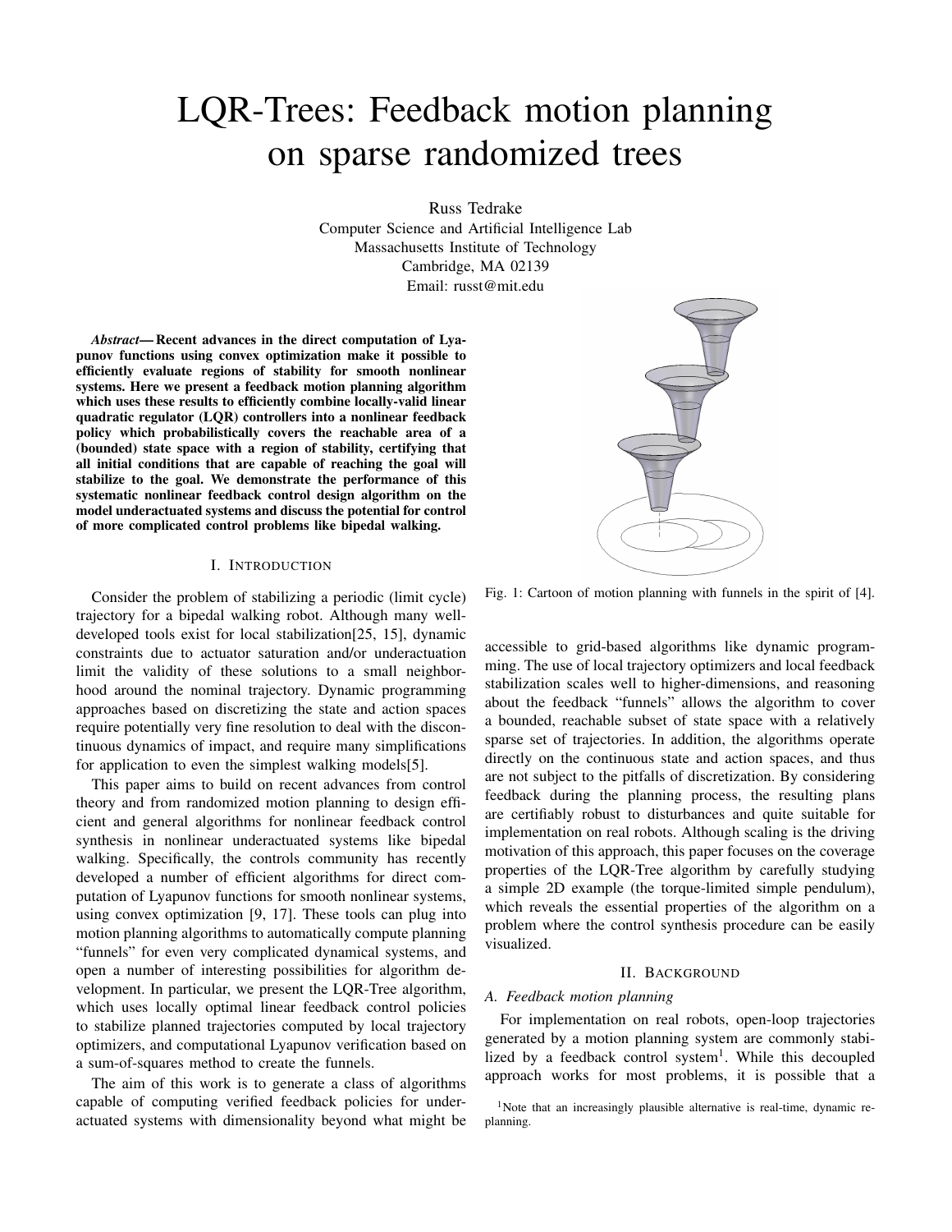# LQR-Trees: Feedback motion planning on sparse randomized trees

Russ Tedrake
Computer Science and Artificial Intelligence Lab
Massachusetts Institute of Technology
Cambridge, MA 02139
Email: russt@mit.edu

***Abstract*— Recent advances in the direct computation of Lyapunov functions using convex optimization make it possible to efficiently evaluate regions of stability for smooth nonlinear systems. Here we present a feedback motion planning algorithm which uses these results to efficiently combine locally-valid linear quadratic regulator (LQR) controllers into a nonlinear feedback policy which probabilistically covers the reachable area of a (bounded) state space with a region of stability, certifying that all initial conditions that are capable of reaching the goal will stabilize to the goal. We demonstrate the performance of this systematic nonlinear feedback control design algorithm on the model underactuated systems and discuss the potential for control of more complicated control problems like bipedal walking.**

## I. Introduction

Consider the problem of stabilizing a periodic (limit cycle) trajectory for a bipedal walking robot. Although many well-developed tools exist for local stabilization[25, 15], dynamic constraints due to actuator saturation and/or underactuation limit the validity of these solutions to a small neighborhood around the nominal trajectory. Dynamic programming approaches based on discretizing the state and action spaces require potentially very fine resolution to deal with the discontinuous dynamics of impact, and require many simplifications for application to even the simplest walking models[5].

This paper aims to build on recent advances from control theory and from randomized motion planning to design efficient and general algorithms for nonlinear feedback control synthesis in nonlinear underactuated systems like bipedal walking. Specifically, the controls community has recently developed a number of efficient algorithms for direct computation of Lyapunov functions for smooth nonlinear systems, using convex optimization [9, 17]. These tools can plug into motion planning algorithms to automatically compute planning "funnels" for even very complicated dynamical systems, and open a number of interesting possibilities for algorithm development. In particular, we present the LQR-Tree algorithm, which uses locally optimal linear feedback control policies to stabilize planned trajectories computed by local trajectory optimizers, and computational Lyapunov verification based on a sum-of-squares method to create the funnels.

The aim of this work is to generate a class of algorithms capable of computing verified feedback policies for underactuated systems with dimensionality beyond what might be accessible to grid-based algorithms like dynamic programming. The use of local trajectory optimizers and local feedback stabilization scales well to higher-dimensions, and reasoning about the feedback "funnels" allows the algorithm to cover a bounded, reachable subset of state space with a relatively sparse set of trajectories. In addition, the algorithms operate directly on the continuous state and action spaces, and thus are not subject to the pitfalls of discretization. By considering feedback during the planning process, the resulting plans are certifiably robust to disturbances and quite suitable for implementation on real robots. Although scaling is the driving motivation of this approach, this paper focuses on the coverage properties of the LQR-Tree algorithm by carefully studying a simple 2D example (the torque-limited simple pendulum), which reveals the essential properties of the algorithm on a problem where the control synthesis procedure can be easily visualized.

Fig. 1: Cartoon of motion planning with funnels in the spirit of [4].

## II. Background

### A. Feedback motion planning

For implementation on real robots, open-loop trajectories generated by a motion planning system are commonly stabilized by a feedback control system[1]. While this decoupled approach works for most problems, it is possible that a

[1]Note that an increasingly plausible alternative is real-time, dynamic replanning.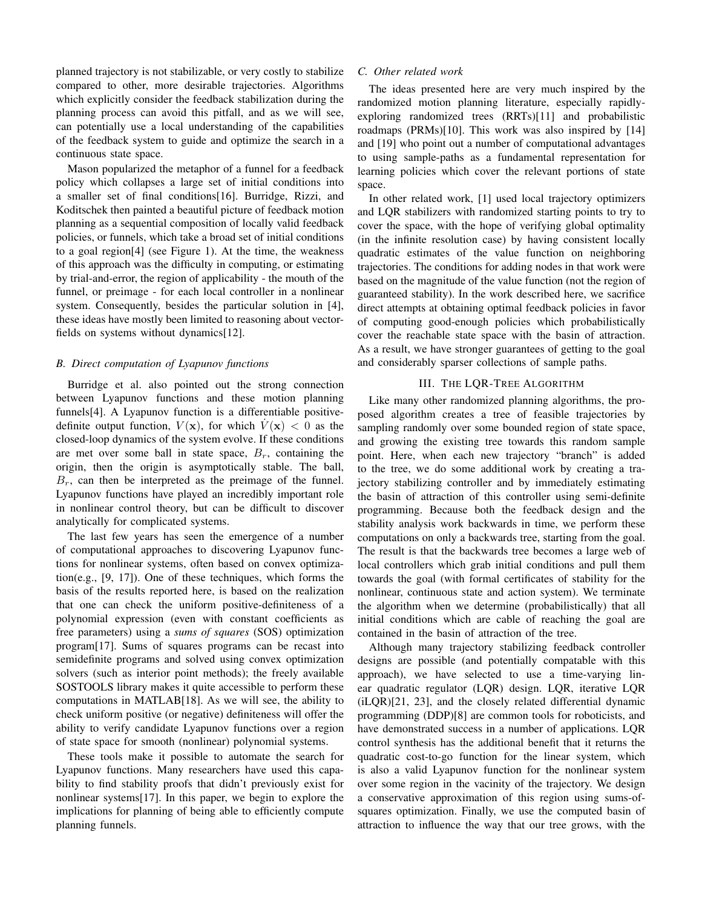planned trajectory is not stabilizable, or very costly to stabilize compared to other, more desirable trajectories. Algorithms which explicitly consider the feedback stabilization during the planning process can avoid this pitfall, and as we will see, can potentially use a local understanding of the capabilities of the feedback system to guide and optimize the search in a continuous state space.

Mason popularized the metaphor of a funnel for a feedback policy which collapses a large set of initial conditions into a smaller set of final conditions[16]. Burridge, Rizzi, and Koditschek then painted a beautiful picture of feedback motion planning as a sequential composition of locally valid feedback policies, or funnels, which take a broad set of initial conditions to a goal region[4] (see Figure 1). At the time, the weakness of this approach was the difficulty in computing, or estimating by trial-and-error, the region of applicability - the mouth of the funnel, or preimage - for each local controller in a nonlinear system. Consequently, besides the particular solution in [4], these ideas have mostly been limited to reasoning about vector-fields on systems without dynamics[12].

### *B. Direct computation of Lyapunov functions*

Burridge et al. also pointed out the strong connection between Lyapunov functions and these motion planning funnels[4]. A Lyapunov function is a differentiable positive-definite output function, $V(\mathbf{x})$, for which $\dot{V}(\mathbf{x}) < 0$ as the closed-loop dynamics of the system evolve. If these conditions are met over some ball in state space, $B_r$, containing the origin, then the origin is asymptotically stable. The ball, $B_r$, can then be interpreted as the preimage of the funnel. Lyapunov functions have played an incredibly important role in nonlinear control theory, but can be difficult to discover analytically for complicated systems.

The last few years has seen the emergence of a number of computational approaches to discovering Lyapunov functions for nonlinear systems, often based on convex optimization(e.g., [9, 17]). One of these techniques, which forms the basis of the results reported here, is based on the realization that one can check the uniform positive-definiteness of a polynomial expression (even with constant coefficients as free parameters) using a *sums of squares* (SOS) optimization program[17]. Sums of squares programs can be recast into semidefinite programs and solved using convex optimization solvers (such as interior point methods); the freely available SOSTOOLS library makes it quite accessible to perform these computations in MATLAB[18]. As we will see, the ability to check uniform positive (or negative) definiteness will offer the ability to verify candidate Lyapunov functions over a region of state space for smooth (nonlinear) polynomial systems.

These tools make it possible to automate the search for Lyapunov functions. Many researchers have used this capability to find stability proofs that didn't previously exist for nonlinear systems[17]. In this paper, we begin to explore the implications for planning of being able to efficiently compute planning funnels.

### *C. Other related work*

The ideas presented here are very much inspired by the randomized motion planning literature, especially rapidly-exploring randomized trees (RRTs)[11] and probabilistic roadmaps (PRMs)[10]. This work was also inspired by [14] and [19] who point out a number of computational advantages to using sample-paths as a fundamental representation for learning policies which cover the relevant portions of state space.

In other related work, [1] used local trajectory optimizers and LQR stabilizers with randomized starting points to try to cover the space, with the hope of verifying global optimality (in the infinite resolution case) by having consistent locally quadratic estimates of the value function on neighboring trajectories. The conditions for adding nodes in that work were based on the magnitude of the value function (not the region of guaranteed stability). In the work described here, we sacrifice direct attempts at obtaining optimal feedback policies in favor of computing good-enough policies which probabilistically cover the reachable state space with the basin of attraction. As a result, we have stronger guarantees of getting to the goal and considerably sparser collections of sample paths.

## III. The LQR-Tree Algorithm

Like many other randomized planning algorithms, the proposed algorithm creates a tree of feasible trajectories by sampling randomly over some bounded region of state space, and growing the existing tree towards this random sample point. Here, when each new trajectory "branch" is added to the tree, we do some additional work by creating a trajectory stabilizing controller and by immediately estimating the basin of attraction of this controller using semi-definite programming. Because both the feedback design and the stability analysis work backwards in time, we perform these computations on only a backwards tree, starting from the goal. The result is that the backwards tree becomes a large web of local controllers which grab initial conditions and pull them towards the goal (with formal certificates of stability for the nonlinear, continuous state and action system). We terminate the algorithm when we determine (probabilistically) that all initial conditions which are cable of reaching the goal are contained in the basin of attraction of the tree.

Although many trajectory stabilizing feedback controller designs are possible (and potentially compatable with this approach), we have selected to use a time-varying linear quadratic regulator (LQR) design. LQR, iterative LQR (iLQR)[21, 23], and the closely related differential dynamic programming (DDP)[8] are common tools for roboticists, and have demonstrated success in a number of applications. LQR control synthesis has the additional benefit that it returns the quadratic cost-to-go function for the linear system, which is also a valid Lyapunov function for the nonlinear system over some region in the vacinity of the trajectory. We design a conservative approximation of this region using sums-of-squares optimization. Finally, we use the computed basin of attraction to influence the way that our tree grows, with the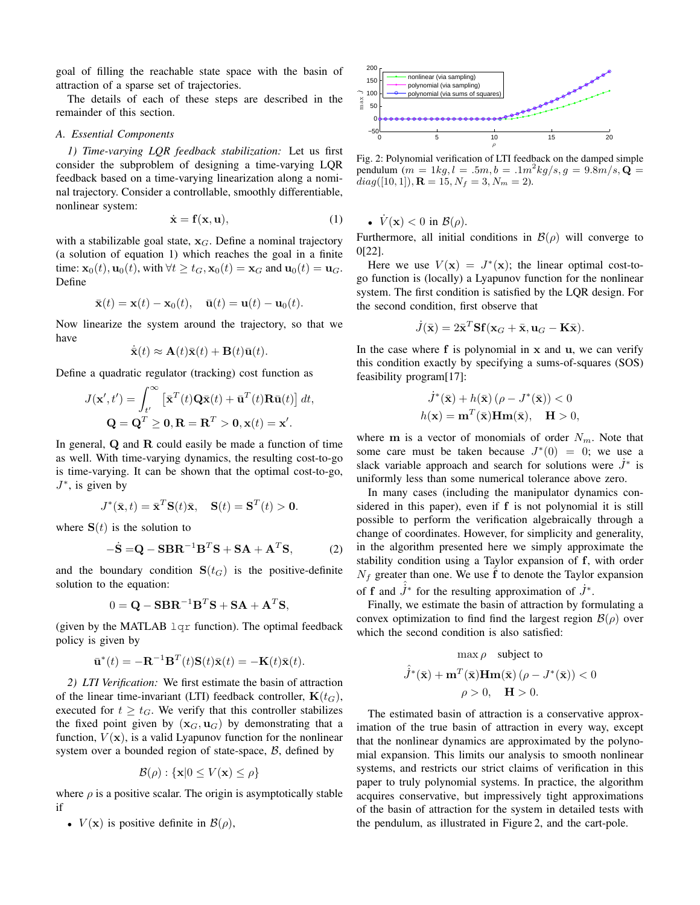goal of filling the reachable state space with the basin of attraction of a sparse set of trajectories.

The details of each of these steps are described in the remainder of this section.

### A. Essential Components

*1) Time-varying LQR feedback stabilization:* Let us first consider the subproblem of designing a time-varying LQR feedback based on a time-varying linearization along a nominal trajectory. Consider a controllable, smoothly differentiable, nonlinear system:

$$\dot{\mathbf{x}} = \mathbf{f}(\mathbf{x}, \mathbf{u}), \tag{1}$$

with a stabilizable goal state, $\mathbf{x}_G$. Define a nominal trajectory (a solution of equation 1) which reaches the goal in a finite time: $\mathbf{x}_0(t), \mathbf{u}_0(t)$, with $\forall t \geq t_G, \mathbf{x}_0(t) = \mathbf{x}_G$ and $\mathbf{u}_0(t) = \mathbf{u}_G$. Define

$$\bar{\mathbf{x}}(t) = \mathbf{x}(t) - \mathbf{x}_0(t), \quad \bar{\mathbf{u}}(t) = \mathbf{u}(t) - \mathbf{u}_0(t).$$

Now linearize the system around the trajectory, so that we have

$$\dot{\bar{\mathbf{x}}}(t) \approx \mathbf{A}(t)\bar{\mathbf{x}}(t) + \mathbf{B}(t)\bar{\mathbf{u}}(t).$$

Define a quadratic regulator (tracking) cost function as

$$J(\mathbf{x}', t') = \int_{t'}^{\infty} \left[\bar{\mathbf{x}}^T(t)\mathbf{Q}\bar{\mathbf{x}}(t) + \bar{\mathbf{u}}^T(t)\mathbf{R}\bar{\mathbf{u}}(t)\right] dt,$$
$$\mathbf{Q} = \mathbf{Q}^T \geq \mathbf{0}, \mathbf{R} = \mathbf{R}^T > \mathbf{0}, \mathbf{x}(t) = \mathbf{x}'.$$

In general, $\mathbf{Q}$ and $\mathbf{R}$ could easily be made a function of time as well. With time-varying dynamics, the resulting cost-to-go is time-varying. It can be shown that the optimal cost-to-go, $J^*$, is given by

$$J^*(\bar{\mathbf{x}}, t) = \bar{\mathbf{x}}^T\mathbf{S}(t)\bar{\mathbf{x}}, \quad \mathbf{S}(t) = \mathbf{S}^T(t) > \mathbf{0}.$$

where $\mathbf{S}(t)$ is the solution to

$$-\dot{\mathbf{S}} = \mathbf{Q} - \mathbf{S}\mathbf{B}\mathbf{R}^{-1}\mathbf{B}^T\mathbf{S} + \mathbf{S}\mathbf{A} + \mathbf{A}^T\mathbf{S}, \tag{2}$$

and the boundary condition $\mathbf{S}(t_G)$ is the positive-definite solution to the equation:

$$0 = \mathbf{Q} - \mathbf{S}\mathbf{B}\mathbf{R}^{-1}\mathbf{B}^T\mathbf{S} + \mathbf{S}\mathbf{A} + \mathbf{A}^T\mathbf{S},$$

(given by the MATLAB `lqr` function). The optimal feedback policy is given by

$$\bar{\mathbf{u}}^*(t) = -\mathbf{R}^{-1}\mathbf{B}^T(t)\mathbf{S}(t)\bar{\mathbf{x}}(t) = -\mathbf{K}(t)\bar{\mathbf{x}}(t).$$

*2) LTI Verification:* We first estimate the basin of attraction of the linear time-invariant (LTI) feedback controller, $\mathbf{K}(t_G)$, executed for $t \geq t_G$. We verify that this controller stabilizes the fixed point given by $(\mathbf{x}_G, \mathbf{u}_G)$ by demonstrating that a function, $V(\mathbf{x})$, is a valid Lyapunov function for the nonlinear system over a bounded region of state-space, $\mathcal{B}$, defined by

$$\mathcal{B}(\rho) : \{\mathbf{x} | 0 \leq V(\mathbf{x}) \leq \rho\}$$

where $\rho$ is a positive scalar. The origin is asymptotically stable if

- $V(\mathbf{x})$ is positive definite in $\mathcal{B}(\rho)$,
- $\dot{V}(\mathbf{x}) < 0$ in $\mathcal{B}(\rho)$.

Furthermore, all initial conditions in $\mathcal{B}(\rho)$ will converge to 0[22].

Here we use $V(\mathbf{x}) = J^*(\mathbf{x})$; the linear optimal cost-to-go function is (locally) a Lyapunov function for the nonlinear system. The first condition is satisfied by the LQR design. For the second condition, first observe that

$$\dot{J}(\bar{\mathbf{x}}) = 2\bar{\mathbf{x}}^T\mathbf{S}\mathbf{f}(\mathbf{x}_G + \bar{\mathbf{x}}, \mathbf{u}_G - \mathbf{K}\bar{\mathbf{x}}).$$

In the case where $\mathbf{f}$ is polynomial in $\mathbf{x}$ and $\mathbf{u}$, we can verify this condition exactly by specifying a sums-of-squares (SOS) feasibility program[17]:

$$\dot{J}^*(\bar{\mathbf{x}}) + h(\bar{\mathbf{x}})\left(\rho - J^*(\bar{\mathbf{x}})\right) < 0$$
$$h(\mathbf{x}) = \mathbf{m}^T(\bar{\mathbf{x}})\mathbf{H}\mathbf{m}(\bar{\mathbf{x}}), \quad \mathbf{H} > 0,$$

where $\mathbf{m}$ is a vector of monomials of order $N_m$. Note that some care must be taken because $J^*(0) = 0$; we use a slack variable approach and search for solutions were $\dot{J}^*$ is uniformly less than some numerical tolerance above zero.

In many cases (including the manipulator dynamics considered in this paper), even if $\mathbf{f}$ is not polynomial it is still possible to perform the verification algebraically through a change of coordinates. However, for simplicity and generality, in the algorithm presented here we simply approximate the stability condition using a Taylor expansion of $\mathbf{f}$, with order $N_f$ greater than one. We use $\hat{\mathbf{f}}$ to denote the Taylor expansion of $\mathbf{f}$ and $\hat{\dot{J}}^*$ for the resulting approximation of $\dot{J}^*$.

Finally, we estimate the basin of attraction by formulating a convex optimization to find find the largest region $\mathcal{B}(\rho)$ over which the second condition is also satisfied:

$$\max \rho \quad \text{subject to}$$
$$\hat{\dot{J}}^*(\bar{\mathbf{x}}) + \mathbf{m}^T(\bar{\mathbf{x}})\mathbf{H}\mathbf{m}(\bar{\mathbf{x}})\left(\rho - J^*(\bar{\mathbf{x}})\right) < 0$$
$$\rho > 0, \quad \mathbf{H} > 0.$$

The estimated basin of attraction is a conservative approximation of the true basin of attraction in every way, except that the nonlinear dynamics are approximated by the polynomial expansion. This limits our analysis to smooth nonlinear systems, and restricts our strict claims of verification in this paper to truly polynomial systems. In practice, the algorithm acquires conservative, but impressively tight approximations of the basin of attraction for the system in detailed tests with the pendulum, as illustrated in Figure 2, and the cart-pole.

Fig. 2: Polynomial verification of LTI feedback on the damped simple pendulum ($m = 1kg, l = .5m, b = .1m^2kg/s, g = 9.8m/s, \mathbf{Q} = diag([10, 1]), \mathbf{R} = 15, N_f = 3, N_m = 2$).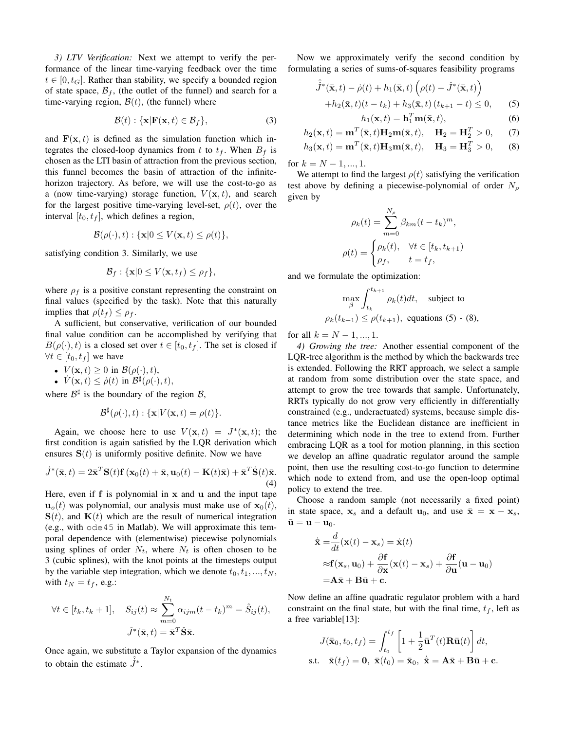*3) LTV Verification:* Next we attempt to verify the performance of the linear time-varying feedback over the time $t \in [0, t_G]$. Rather than stability, we specify a bounded region of state space, $\mathcal{B}_f$, (the outlet of the funnel) and search for a time-varying region, $\mathcal{B}(t)$, (the funnel) where

$$\mathcal{B}(t) : \{\mathbf{x} | \mathbf{F}(\mathbf{x}, t) \in \mathcal{B}_f\}, \tag{3}$$

and $\mathbf{F}(\mathbf{x}, t)$ is defined as the simulation function which integrates the closed-loop dynamics from $t$ to $t_f$. When $B_f$ is chosen as the LTI basin of attraction from the previous section, this funnel becomes the basin of attraction of the infinite-horizon trajectory. As before, we will use the cost-to-go as a (now time-varying) storage function, $V(\mathbf{x}, t)$, and search for the largest positive time-varying level-set, $\rho(t)$, over the interval $[t_0, t_f]$, which defines a region,

$$\mathcal{B}(\rho(\cdot), t) : \{\mathbf{x} | 0 \leq V(\mathbf{x}, t) \leq \rho(t)\},$$

satisfying condition 3. Similarly, we use

$$\mathcal{B}_f : \{\mathbf{x} | 0 \leq V(\mathbf{x}, t_f) \leq \rho_f\},$$

where $\rho_f$ is a positive constant representing the constraint on final values (specified by the task). Note that this naturally implies that $\rho(t_f) \leq \rho_f$.

A sufficient, but conservative, verification of our bounded final value condition can be accomplished by verifying that $B(\rho(\cdot), t)$ is a closed set over $t \in [t_0, t_f]$. The set is closed if $\forall t \in [t_0, t_f]$ we have

- $V(\mathbf{x}, t) \geq 0$ in $\mathcal{B}(\rho(\cdot), t)$,
- $\dot{V}(\mathbf{x}, t) \leq \dot{\rho}(t)$ in $\mathcal{B}^\sharp(\rho(\cdot), t)$,

where $\mathcal{B}^\sharp$ is the boundary of the region $\mathcal{B}$,

$$\mathcal{B}^\sharp(\rho(\cdot), t) : \{\mathbf{x} | V(\mathbf{x}, t) = \rho(t)\}.$$

Again, we choose here to use $V(\mathbf{x}, t) = J^*(\mathbf{x}, t)$; the first condition is again satisfied by the LQR derivation which ensures $\mathbf{S}(t)$ is uniformly positive definite. Now we have

$$\dot{J}^*(\bar{\mathbf{x}}, t) = 2\bar{\mathbf{x}}^T \mathbf{S}(t) \mathbf{f}\left(\mathbf{x}_0(t) + \bar{\mathbf{x}}, \mathbf{u}_0(t) - \mathbf{K}(t)\bar{\mathbf{x}}\right) + \bar{\mathbf{x}}^T \dot{\mathbf{S}}(t) \bar{\mathbf{x}}. \tag{4}$$

Here, even if $\mathbf{f}$ is polynomial in $\mathbf{x}$ and $\mathbf{u}$ and the input tape $\mathbf{u}_o(t)$ was polynomial, our analysis must make use of $\mathbf{x}_0(t)$, $\mathbf{S}(t)$, and $\mathbf{K}(t)$ which are the result of numerical integration (e.g., with `ode45` in Matlab). We will approximate this temporal dependence with (elementwise) piecewise polynomials using splines of order $N_t$, where $N_t$ is often chosen to be 3 (cubic splines), with the knot points at the timesteps output by the variable step integration, which we denote $t_0, t_1, ..., t_N$, with $t_N = t_f$, e.g.:

$$\forall t \in [t_k, t_k + 1], \quad S_{ij}(t) \approx \sum_{m=0}^{N_t} \alpha_{ijm}(t - t_k)^m = \hat{S}_{ij}(t),$$
$$\hat{J}^*(\bar{\mathbf{x}}, t) = \bar{\mathbf{x}}^T \hat{\mathbf{S}} \bar{\mathbf{x}}.$$

Once again, we substitute a Taylor expansion of the dynamics to obtain the estimate $\hat{\dot{J}}^*$.

Now we approximately verify the second condition by formulating a series of sums-of-squares feasibility programs

$$\hat{\dot{J}}^*(\bar{\mathbf{x}}, t) - \dot{\rho}(t) + h_1(\bar{\mathbf{x}}, t)\left(\rho(t) - \hat{J}^*(\bar{\mathbf{x}}, t)\right)$$
$$+ h_2(\bar{\mathbf{x}}, t)(t - t_k) + h_3(\bar{\mathbf{x}}, t)\left(t_{k+1} - t\right) \leq 0, \tag{5}$$

$$h_1(\mathbf{x}, t) = \mathbf{h}_1^T \mathbf{m}(\bar{\mathbf{x}}, t), \tag{6}$$

$$h_2(\mathbf{x}, t) = \mathbf{m}^T(\bar{\mathbf{x}}, t) \mathbf{H}_2 \mathbf{m}(\bar{\mathbf{x}}, t), \quad \mathbf{H}_2 = \mathbf{H}_2^T > 0, \tag{7}$$

$$h_3(\mathbf{x}, t) = \mathbf{m}^T(\bar{\mathbf{x}}, t) \mathbf{H}_3 \mathbf{m}(\bar{\mathbf{x}}, t), \quad \mathbf{H}_3 = \mathbf{H}_3^T > 0, \tag{8}$$

for $k = N - 1, ..., 1$.

We attempt to find the largest $\rho(t)$ satisfying the verification test above by defining a piecewise-polynomial of order $N_\rho$ given by

$$\rho_k(t) = \sum_{m=0}^{N_\rho} \beta_{km}(t - t_k)^m,$$

$$\rho(t) = \begin{cases} \rho_k(t), & \forall t \in [t_k, t_{k+1}) \\ \rho_f, & t = t_f, \end{cases}$$

and we formulate the optimization:

$$\max_\beta \int_{t_k}^{t_{k+1}} \rho_k(t) dt, \quad \text{subject to}$$
$$\rho_k(t_{k+1}) \leq \rho(t_{k+1}), \text{ equations (5) - (8),}$$

for all $k = N - 1, ..., 1$.

*4) Growing the tree:* Another essential component of the LQR-tree algorithm is the method by which the backwards tree is extended. Following the RRT approach, we select a sample at random from some distribution over the state space, and attempt to grow the tree towards that sample. Unfortunately, RRTs typically do not grow very efficiently in differentially constrained (e.g., underactuated) systems, because simple distance metrics like the Euclidean distance are inefficient in determining which node in the tree to extend from. Further embracing LQR as a tool for motion planning, in this section we develop an affine quadratic regulator around the sample point, then use the resulting cost-to-go function to determine which node to extend from, and use the open-loop optimal policy to extend the tree.

Choose a random sample (not necessarily a fixed point) in state space, $\mathbf{x}_s$ and a default $\mathbf{u}_0$, and use $\bar{\mathbf{x}} = \mathbf{x} - \mathbf{x}_s$, $\bar{\mathbf{u}} = \mathbf{u} - \mathbf{u}_0$.

$$\begin{aligned}
\dot{\bar{\mathbf{x}}} =& \frac{d}{dt}(\mathbf{x}(t) - \mathbf{x}_s) = \dot{\mathbf{x}}(t) \\
\approx& \mathbf{f}(\mathbf{x}_s, \mathbf{u}_0) + \frac{\partial \mathbf{f}}{\partial \mathbf{x}}(\mathbf{x}(t) - \mathbf{x}_s) + \frac{\partial \mathbf{f}}{\partial \mathbf{u}}(\mathbf{u} - \mathbf{u}_0) \\
=& \mathbf{A}\bar{\mathbf{x}} + \mathbf{B}\bar{\mathbf{u}} + \mathbf{c}.
\end{aligned}$$

Now define an affine quadratic regulator problem with a hard constraint on the final state, but with the final time, $t_f$, left as a free variable[13]:

$$J(\bar{\mathbf{x}}_0, t_0, t_f) = \int_{t_0}^{t_f} \left[1 + \frac{1}{2}\bar{\mathbf{u}}^T(t) \mathbf{R} \bar{\mathbf{u}}(t)\right] dt,$$
$$\text{s.t.} \quad \bar{\mathbf{x}}(t_f) = \mathbf{0}, \ \bar{\mathbf{x}}(t_0) = \bar{\mathbf{x}}_0, \ \dot{\bar{\mathbf{x}}} = \mathbf{A}\bar{\mathbf{x}} + \mathbf{B}\bar{\mathbf{u}} + \mathbf{c}.$$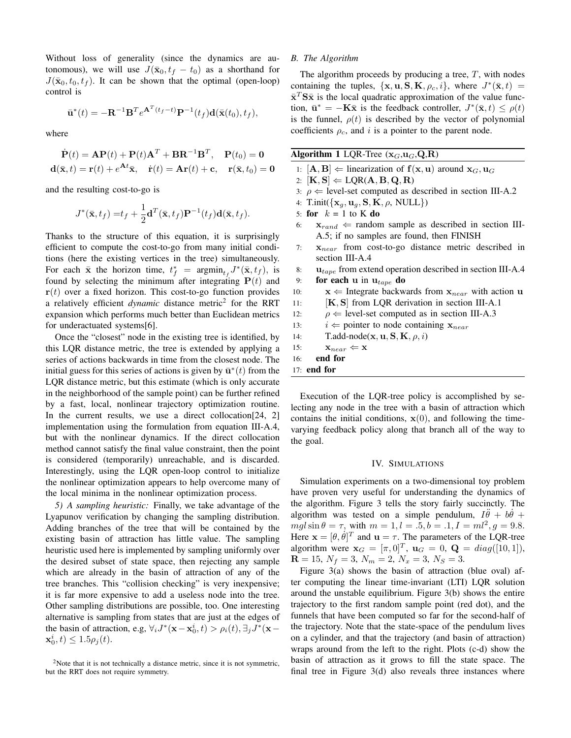Without loss of generality (since the dynamics are autonomous), we will use $J(\bar{\mathbf{x}}_0, t_f - t_0)$ as a shorthand for $J(\bar{\mathbf{x}}_0, t_0, t_f)$. It can be shown that the optimal (open-loop) control is

$$\bar{\mathbf{u}}^*(t) = -\mathbf{R}^{-1}\mathbf{B}^T e^{\mathbf{A}^T(t_f - t)}\mathbf{P}^{-1}(t_f)\mathbf{d}(\bar{\mathbf{x}}(t_0), t_f),$$

where

$$\dot{\mathbf{P}}(t) = \mathbf{A}\mathbf{P}(t) + \mathbf{P}(t)\mathbf{A}^T + \mathbf{B}\mathbf{R}^{-1}\mathbf{B}^T, \quad \mathbf{P}(t_0) = \mathbf{0}$$
$$\mathbf{d}(\bar{\mathbf{x}}, t) = \mathbf{r}(t) + e^{\mathbf{A}t}\bar{\mathbf{x}}, \quad \dot{\mathbf{r}}(t) = \mathbf{A}\mathbf{r}(t) + \mathbf{c}, \quad \mathbf{r}(\bar{\mathbf{x}}, t_0) = \mathbf{0}$$

and the resulting cost-to-go is

$$J^*(\bar{\mathbf{x}}, t_f) = t_f + \frac{1}{2}\mathbf{d}^T(\bar{\mathbf{x}}, t_f)\mathbf{P}^{-1}(t_f)\mathbf{d}(\bar{\mathbf{x}}, t_f).$$

Thanks to the structure of this equation, it is surprisingly efficient to compute the cost-to-go from many initial conditions (here the existing vertices in the tree) simultaneously. For each $\bar{\mathbf{x}}$ the horizon time, $t_f^* = \mathrm{argmin}_{t_f} J^*(\bar{\mathbf{x}}, t_f)$, is found by selecting the minimum after integrating $\mathbf{P}(t)$ and $\mathbf{r}(t)$ over a fixed horizon. This cost-to-go function provides a relatively efficient *dynamic* distance metric[2] for the RRT expansion which performs much better than Euclidean metrics for underactuated systems[6].

Once the "closest" node in the existing tree is identified, by this LQR distance metric, the tree is extended by applying a series of actions backwards in time from the closest node. The initial guess for this series of actions is given by $\bar{\mathbf{u}}^*(t)$ from the LQR distance metric, but this estimate (which is only accurate in the neighborhood of the sample point) can be further refined by a fast, local, nonlinear trajectory optimization routine. In the current results, we use a direct collocation[24, 2] implementation using the formulation from equation III-A.4, but with the nonlinear dynamics. If the direct collocation method cannot satisfy the final value constraint, then the point is considered (temporarily) unreachable, and is discarded. Interestingly, using the LQR open-loop control to initialize the nonlinear optimization appears to help overcome many of the local minima in the nonlinear optimization process.

*5) A sampling heuristic:* Finally, we take advantage of the Lyapunov verification by changing the sampling distribution. Adding branches of the tree that will be contained by the existing basin of attraction has little value. The sampling heuristic used here is implemented by sampling uniformly over the desired subset of state space, then rejecting any sample which are already in the basin of attraction of any of the tree branches. This "collision checking" is very inexpensive; it is far more expensive to add a useless node into the tree. Other sampling distributions are possible, too. One interesting alternative is sampling from states that are just at the edges of the basin of attraction, e.g, $\forall_i J^*(\mathbf{x} - \mathbf{x}_0^i, t) > \rho_i(t), \exists_j J^*(\mathbf{x} - \mathbf{x}_0^i, t) \leq 1.5\rho_j(t)$.

[2]Note that it is not technically a distance metric, since it is not symmetric, but the RRT does not require symmetry.

### B. The Algorithm

The algorithm proceeds by producing a tree, $T$, with nodes containing the tuples, $\{\mathbf{x}, \mathbf{u}, \mathbf{S}, \mathbf{K}, \rho_c, i\}$, where $J^*(\bar{\mathbf{x}}, t) = \bar{\mathbf{x}}^T\mathbf{S}\bar{\mathbf{x}}$ is the local quadratic approximation of the value function, $\bar{\mathbf{u}}^* = -\mathbf{K}\bar{\mathbf{x}}$ is the feedback controller, $J^*(\bar{\mathbf{x}}, t) \leq \rho(t)$ is the funnel, $\rho(t)$ is described by the vector of polynomial coefficients $\rho_c$, and $i$ is a pointer to the parent node.

**Algorithm 1** LQR-Tree ($\mathbf{x}_G$,$\mathbf{u}_G$,$\mathbf{Q}$,$\mathbf{R}$)

```
1:  [A, B] ⇐ linearization of f(x, u) around x_G, u_G
2:  [K, S] ⇐ LQR(A, B, Q, R)
3:  ρ ⇐ level-set computed as described in section III-A.2
4:  T.init({x_g, u_g, S, K, ρ, NULL})
5:  for k = 1 to K do
6:      x_rand ⇐ random sample as described in section III-A.5; if no samples are found, then FINISH
7:      x_near from cost-to-go distance metric described in section III-A.4
8:      u_tape from extend operation described in section III-A.4
9:      for each u in u_tape do
10:         x ⇐ Integrate backwards from x_near with action u
11:         [K, S] from LQR derivation in section III-A.1
12:         ρ ⇐ level-set computed as in section III-A.3
13:         i ⇐ pointer to node containing x_near
14:         T.add-node(x, u, S, K, ρ, i)
15:         x_near ⇐ x
16:     end for
17: end for
```

Execution of the LQR-tree policy is accomplished by selecting any node in the tree with a basin of attraction which contains the initial conditions, $\mathbf{x}(0)$, and following the time-varying feedback policy along that branch all of the way to the goal.

## IV. Simulations

Simulation experiments on a two-dimensional toy problem have proven very useful for understanding the dynamics of the algorithm. Figure 3 tells the story fairly succinctly. The algorithm was tested on a simple pendulum, $I\ddot{\theta} + b\dot{\theta} + mgl\sin\theta = \tau$, with $m = 1, l = .5, b = .1, I = ml^2, g = 9.8$. Here $\mathbf{x} = [\theta, \dot{\theta}]^T$ and $\mathbf{u} = \tau$. The parameters of the LQR-tree algorithm were $\mathbf{x}_G = [\pi, 0]^T$, $\mathbf{u}_G = 0$, $\mathbf{Q} = diag([10, 1])$, $\mathbf{R} = 15$, $N_f = 3$, $N_m = 2$, $N_x = 3$, $N_S = 3$.

Figure 3(a) shows the basin of attraction (blue oval) after computing the linear time-invariant (LTI) LQR solution around the unstable equilibrium. Figure 3(b) shows the entire trajectory to the first random sample point (red dot), and the funnels that have been computed so far for the second-half of the trajectory. Note that the state-space of the pendulum lives on a cylinder, and that the trajectory (and basin of attraction) wraps around from the left to the right. Plots (c-d) show the basin of attraction as it grows to fill the state space. The final tree in Figure 3(d) also reveals three instances where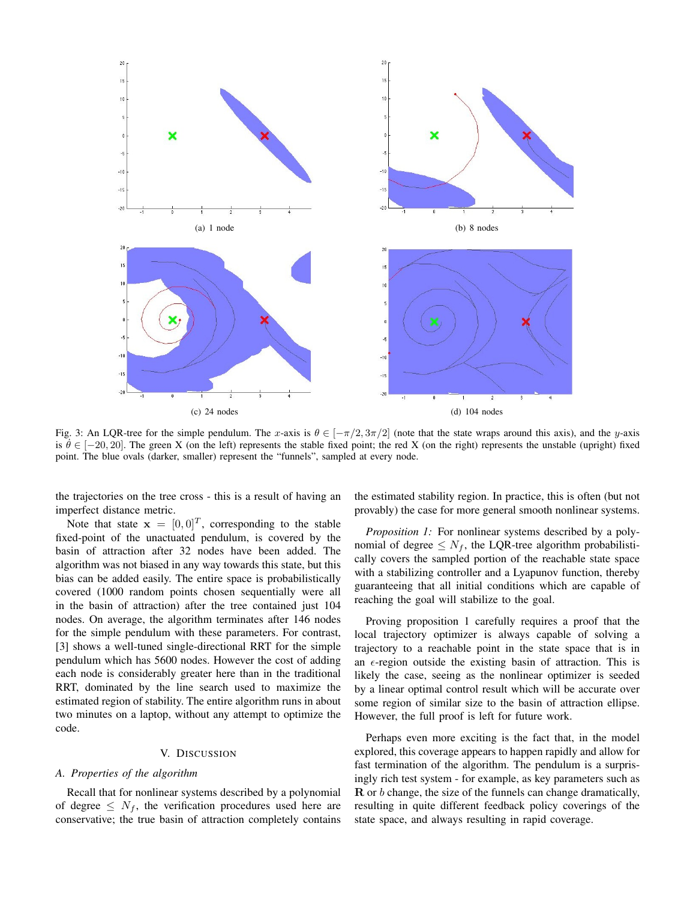(a) 1 node

(b) 8 nodes

(c) 24 nodes

(d) 104 nodes

Fig. 3: An LQR-tree for the simple pendulum. The $x$-axis is $\theta \in [-\pi/2, 3\pi/2]$ (note that the state wraps around this axis), and the $y$-axis is $\dot{\theta} \in [-20, 20]$. The green X (on the left) represents the stable fixed point; the red X (on the right) represents the unstable (upright) fixed point. The blue ovals (darker, smaller) represent the "funnels", sampled at every node.

the trajectories on the tree cross - this is a result of having an imperfect distance metric.

Note that state $\mathbf{x} = [0, 0]^T$, corresponding to the stable fixed-point of the unactuated pendulum, is covered by the basin of attraction after 32 nodes have been added. The algorithm was not biased in any way towards this state, but this bias can be added easily. The entire space is probabilistically covered (1000 random points chosen sequentially were all in the basin of attraction) after the tree contained just 104 nodes. On average, the algorithm terminates after 146 nodes for the simple pendulum with these parameters. For contrast, [3] shows a well-tuned single-directional RRT for the simple pendulum which has 5600 nodes. However the cost of adding each node is considerably greater here than in the traditional RRT, dominated by the line search used to maximize the estimated region of stability. The entire algorithm runs in about two minutes on a laptop, without any attempt to optimize the code.

## V. Discussion

### A. Properties of the algorithm

Recall that for nonlinear systems described by a polynomial of degree $\leq N_f$, the verification procedures used here are conservative; the true basin of attraction completely contains the estimated stability region. In practice, this is often (but not provably) the case for more general smooth nonlinear systems.

*Proposition 1:* For nonlinear systems described by a polynomial of degree $\leq N_f$, the LQR-tree algorithm probabilistically covers the sampled portion of the reachable state space with a stabilizing controller and a Lyapunov function, thereby guaranteeing that all initial conditions which are capable of reaching the goal will stabilize to the goal.

Proving proposition 1 carefully requires a proof that the local trajectory optimizer is always capable of solving a trajectory to a reachable point in the state space that is in an $\epsilon$-region outside the existing basin of attraction. This is likely the case, seeing as the nonlinear optimizer is seeded by a linear optimal control result which will be accurate over some region of similar size to the basin of attraction ellipse. However, the full proof is left for future work.

Perhaps even more exciting is the fact that, in the model explored, this coverage appears to happen rapidly and allow for fast termination of the algorithm. The pendulum is a surprisingly rich test system - for example, as key parameters such as $\mathbf{R}$ or $b$ change, the size of the funnels can change dramatically, resulting in quite different feedback policy coverings of the state space, and always resulting in rapid coverage.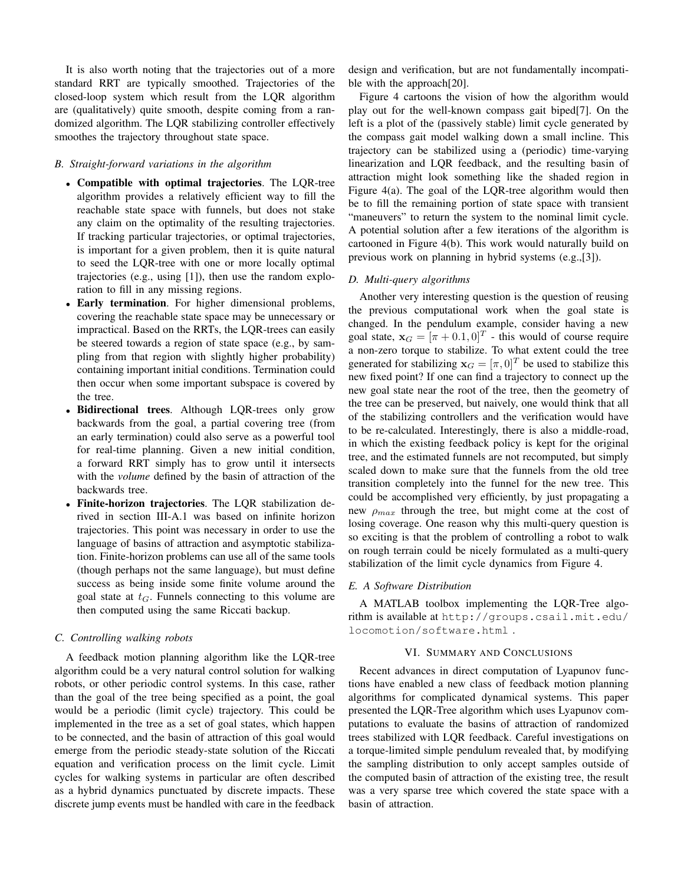It is also worth noting that the trajectories out of a more standard RRT are typically smoothed. Trajectories of the closed-loop system which result from the LQR algorithm are (qualitatively) quite smooth, despite coming from a randomized algorithm. The LQR stabilizing controller effectively smoothes the trajectory throughout state space.

### *B. Straight-forward variations in the algorithm*

- **Compatible with optimal trajectories**. The LQR-tree algorithm provides a relatively efficient way to fill the reachable state space with funnels, but does not stake any claim on the optimality of the resulting trajectories. If tracking particular trajectories, or optimal trajectories, is important for a given problem, then it is quite natural to seed the LQR-tree with one or more locally optimal trajectories (e.g., using [1]), then use the random exploration to fill in any missing regions.
- **Early termination**. For higher dimensional problems, covering the reachable state space may be unnecessary or impractical. Based on the RRTs, the LQR-trees can easily be steered towards a region of state space (e.g., by sampling from that region with slightly higher probability) containing important initial conditions. Termination could then occur when some important subspace is covered by the tree.
- **Bidirectional trees**. Although LQR-trees only grow backwards from the goal, a partial covering tree (from an early termination) could also serve as a powerful tool for real-time planning. Given a new initial condition, a forward RRT simply has to grow until it intersects with the *volume* defined by the basin of attraction of the backwards tree.
- **Finite-horizon trajectories**. The LQR stabilization derived in section III-A.1 was based on infinite horizon trajectories. This point was necessary in order to use the language of basins of attraction and asymptotic stabilization. Finite-horizon problems can use all of the same tools (though perhaps not the same language), but must define success as being inside some finite volume around the goal state at $t_G$. Funnels connecting to this volume are then computed using the same Riccati backup.

### *C. Controlling walking robots*

A feedback motion planning algorithm like the LQR-tree algorithm could be a very natural control solution for walking robots, or other periodic control systems. In this case, rather than the goal of the tree being specified as a point, the goal would be a periodic (limit cycle) trajectory. This could be implemented in the tree as a set of goal states, which happen to be connected, and the basin of attraction of this goal would emerge from the periodic steady-state solution of the Riccati equation and verification process on the limit cycle. Limit cycles for walking systems in particular are often described as a hybrid dynamics punctuated by discrete impacts. These discrete jump events must be handled with care in the feedback design and verification, but are not fundamentally incompatible with the approach[20].

Figure 4 cartoons the vision of how the algorithm would play out for the well-known compass gait biped[7]. On the left is a plot of the (passively stable) limit cycle generated by the compass gait model walking down a small incline. This trajectory can be stabilized using a (periodic) time-varying linearization and LQR feedback, and the resulting basin of attraction might look something like the shaded region in Figure 4(a). The goal of the LQR-tree algorithm would then be to fill the remaining portion of state space with transient "maneuvers" to return the system to the nominal limit cycle. A potential solution after a few iterations of the algorithm is cartooned in Figure 4(b). This work would naturally build on previous work on planning in hybrid systems (e.g.,[3]).

### *D. Multi-query algorithms*

Another very interesting question is the question of reusing the previous computational work when the goal state is changed. In the pendulum example, consider having a new goal state, $\mathbf{x}_G = [\pi + 0.1, 0]^T$ - this would of course require a non-zero torque to stabilize. To what extent could the tree generated for stabilizing $\mathbf{x}_G = [\pi, 0]^T$ be used to stabilize this new fixed point? If one can find a trajectory to connect up the new goal state near the root of the tree, then the geometry of the tree can be preserved, but naively, one would think that all of the stabilizing controllers and the verification would have to be re-calculated. Interestingly, there is also a middle-road, in which the existing feedback policy is kept for the original tree, and the estimated funnels are not recomputed, but simply scaled down to make sure that the funnels from the old tree transition completely into the funnel for the new tree. This could be accomplished very efficiently, by just propagating a new $\rho_{max}$ through the tree, but might come at the cost of losing coverage. One reason why this multi-query question is so exciting is that the problem of controlling a robot to walk on rough terrain could be nicely formulated as a multi-query stabilization of the limit cycle dynamics from Figure 4.

### *E. A Software Distribution*

A MATLAB toolbox implementing the LQR-Tree algorithm is available at `http://groups.csail.mit.edu/locomotion/software.html` .

## VI. Summary and Conclusions

Recent advances in direct computation of Lyapunov functions have enabled a new class of feedback motion planning algorithms for complicated dynamical systems. This paper presented the LQR-Tree algorithm which uses Lyapunov computations to evaluate the basins of attraction of randomized trees stabilized with LQR feedback. Careful investigations on a torque-limited simple pendulum revealed that, by modifying the sampling distribution to only accept samples outside of the computed basin of attraction of the existing tree, the result was a very sparse tree which covered the state space with a basin of attraction.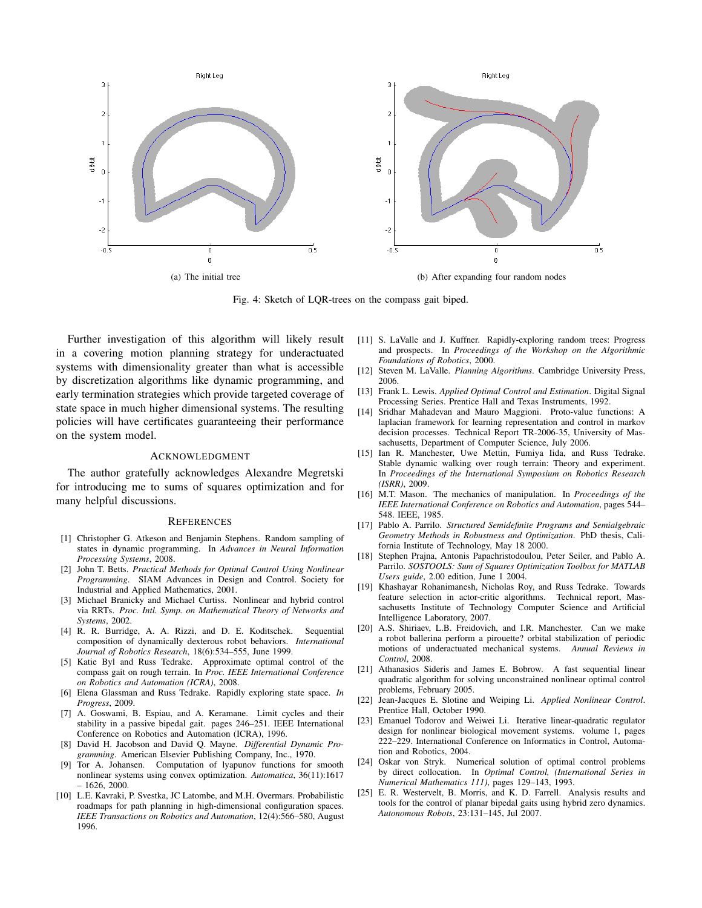Right Leg

3
2
1
0
-1
-2

-0.5
0
0.5

$\theta$

$d\theta/dt$

(a) The initial tree

Right Leg

3
2
1
0
-1
-2

-0.5
0
0.5

$\theta$

$d\theta/dt$

(b) After expanding four random nodes

Fig. 4: Sketch of LQR-trees on the compass gait biped.

Further investigation of this algorithm will likely result in a covering motion planning strategy for underactuated systems with dimensionality greater than what is accessible by discretization algorithms like dynamic programming, and early termination strategies which provide targeted coverage of state space in much higher dimensional systems. The resulting policies will have certificates guaranteeing their performance on the system model.

## Acknowledgment

The author gratefully acknowledges Alexandre Megretski for introducing me to sums of squares optimization and for many helpful discussions.

## References

[1] Christopher G. Atkeson and Benjamin Stephens. Random sampling of states in dynamic programming. In *Advances in Neural Information Processing Systems*, 2008.

[2] John T. Betts. *Practical Methods for Optimal Control Using Nonlinear Programming*. SIAM Advances in Design and Control. Society for Industrial and Applied Mathematics, 2001.

[3] Michael Branicky and Michael Curtiss. Nonlinear and hybrid control via RRTs. *Proc. Intl. Symp. on Mathematical Theory of Networks and Systems*, 2002.

[4] R. R. Burridge, A. A. Rizzi, and D. E. Koditschek. Sequential composition of dynamically dexterous robot behaviors. *International Journal of Robotics Research*, 18(6):534–555, June 1999.

[5] Katie Byl and Russ Tedrake. Approximate optimal control of the compass gait on rough terrain. In *Proc. IEEE International Conference on Robotics and Automation (ICRA)*, 2008.

[6] Elena Glassman and Russ Tedrake. Rapidly exploring state space. *In Progress*, 2009.

[7] A. Goswami, B. Espiau, and A. Keramane. Limit cycles and their stability in a passive bipedal gait. pages 246–251. IEEE International Conference on Robotics and Automation (ICRA), 1996.

[8] David H. Jacobson and David Q. Mayne. *Differential Dynamic Programming*. American Elsevier Publishing Company, Inc., 1970.

[9] Tor A. Johansen. Computation of lyapunov functions for smooth nonlinear systems using convex optimization. *Automatica*, 36(11):1617 – 1626, 2000.

[10] L.E. Kavraki, P. Svestka, JC Latombe, and M.H. Overmars. Probabilistic roadmaps for path planning in high-dimensional configuration spaces. *IEEE Transactions on Robotics and Automation*, 12(4):566–580, August 1996.

[11] S. LaValle and J. Kuffner. Rapidly-exploring random trees: Progress and prospects. In *Proceedings of the Workshop on the Algorithmic Foundations of Robotics*, 2000.

[12] Steven M. LaValle. *Planning Algorithms*. Cambridge University Press, 2006.

[13] Frank L. Lewis. *Applied Optimal Control and Estimation*. Digital Signal Processing Series. Prentice Hall and Texas Instruments, 1992.

[14] Sridhar Mahadevan and Mauro Maggioni. Proto-value functions: A laplacian framework for learning representation and control in markov decision processes. Technical Report TR-2006-35, University of Massachusetts, Department of Computer Science, July 2006.

[15] Ian R. Manchester, Uwe Mettin, Fumiya Iida, and Russ Tedrake. Stable dynamic walking over rough terrain: Theory and experiment. In *Proceedings of the International Symposium on Robotics Research (ISRR)*, 2009.

[16] M.T. Mason. The mechanics of manipulation. In *Proceedings of the IEEE International Conference on Robotics and Automation*, pages 544–548. IEEE, 1985.

[17] Pablo A. Parrilo. *Structured Semidefinite Programs and Semialgebraic Geometry Methods in Robustness and Optimization*. PhD thesis, California Institute of Technology, May 18 2000.

[18] Stephen Prajna, Antonis Papachristodoulou, Peter Seiler, and Pablo A. Parrilo. *SOSTOOLS: Sum of Squares Optimization Toolbox for MATLAB Users guide*, 2.00 edition, June 1 2004.

[19] Khashayar Rohanimanesh, Nicholas Roy, and Russ Tedrake. Towards feature selection in actor-critic algorithms. Technical report, Massachusetts Institute of Technology Computer Science and Artificial Intelligence Laboratory, 2007.

[20] A.S. Shiriaev, L.B. Freidovich, and I.R. Manchester. Can we make a robot ballerina perform a pirouette? orbital stabilization of periodic motions of underactuated mechanical systems. *Annual Reviews in Control*, 2008.

[21] Athanasios Sideris and James E. Bobrow. A fast sequential linear quadratic algorithm for solving unconstrained nonlinear optimal control problems, February 2005.

[22] Jean-Jacques E. Slotine and Weiping Li. *Applied Nonlinear Control*. Prentice Hall, October 1990.

[23] Emanuel Todorov and Weiwei Li. Iterative linear-quadratic regulator design for nonlinear biological movement systems. volume 1, pages 222–229. International Conference on Informatics in Control, Automation and Robotics, 2004.

[24] Oskar von Stryk. Numerical solution of optimal control problems by direct collocation. In *Optimal Control, (International Series in Numerical Mathematics 111)*, pages 129–143, 1993.

[25] E. R. Westervelt, B. Morris, and K. D. Farrell. Analysis results and tools for the control of planar bipedal gaits using hybrid zero dynamics. *Autonomous Robots*, 23:131–145, Jul 2007.